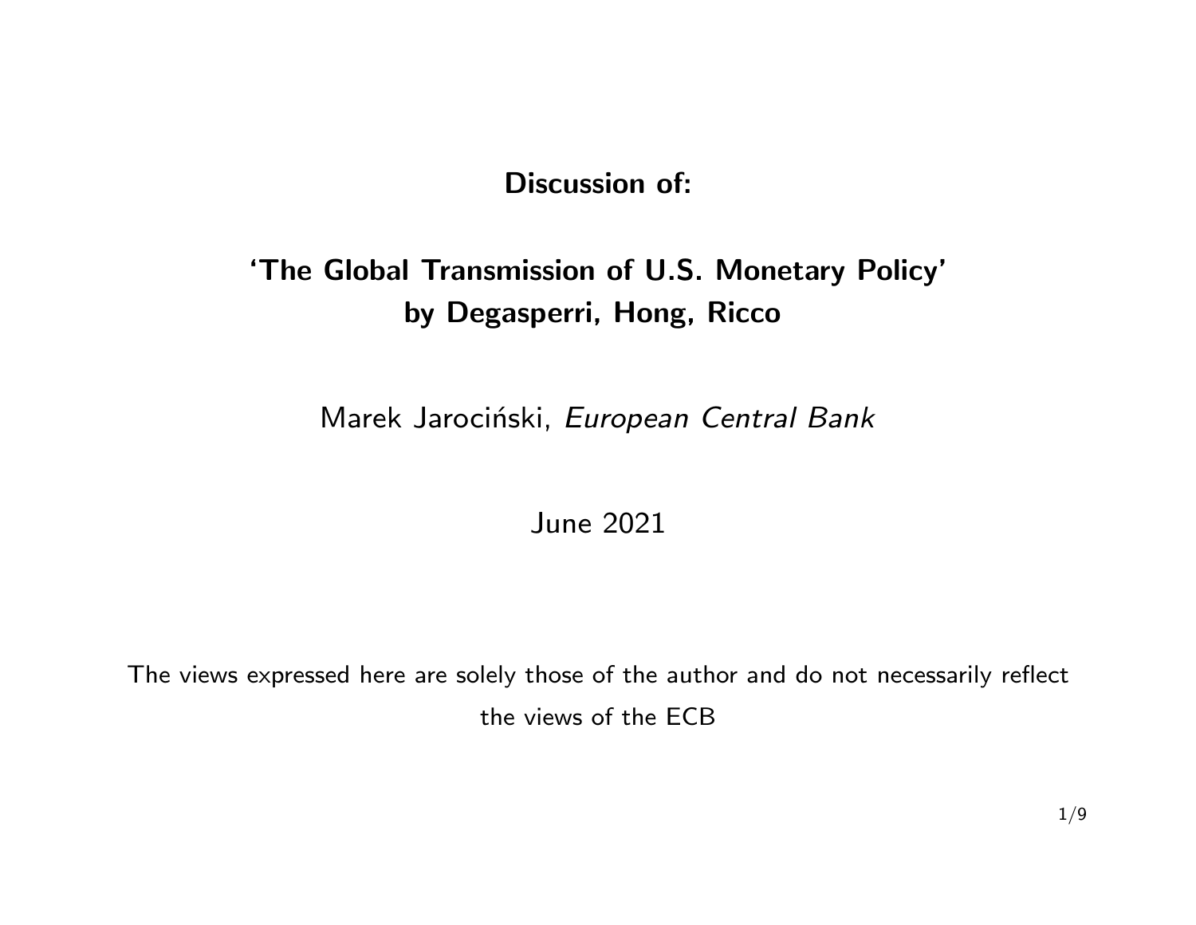**Discussion of:**

# 'The Global Transmission of U.S. Monetary Policy' by Degasperri, Hong, Ricco

Marek Jarociński, *European Central Bank*

June 2021

The views expressed here are solely those of the author and do not necessarily reflect the views of the ECB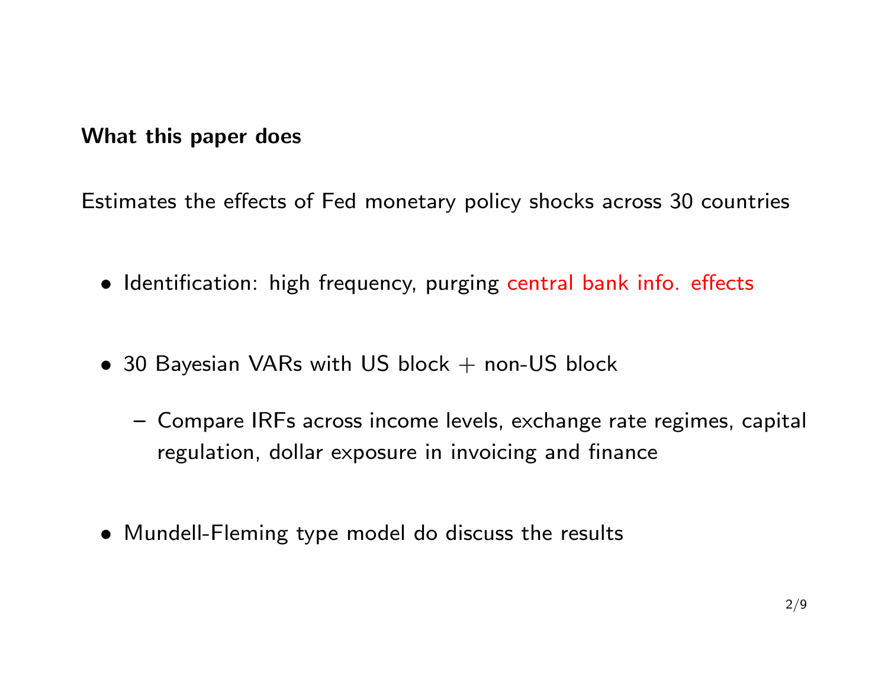**What this paper does**

Estimates the effects of Fed monetary policy shocks across 30 countries

- Identification: high frequency, purging central bank info. effects
- 30 Bayesian VARs with US block + non-US block
  - Compare IRFs across income levels, exchange rate regimes, capital regulation, dollar exposure in invoicing and finance
- Mundell-Fleming type model do discuss the results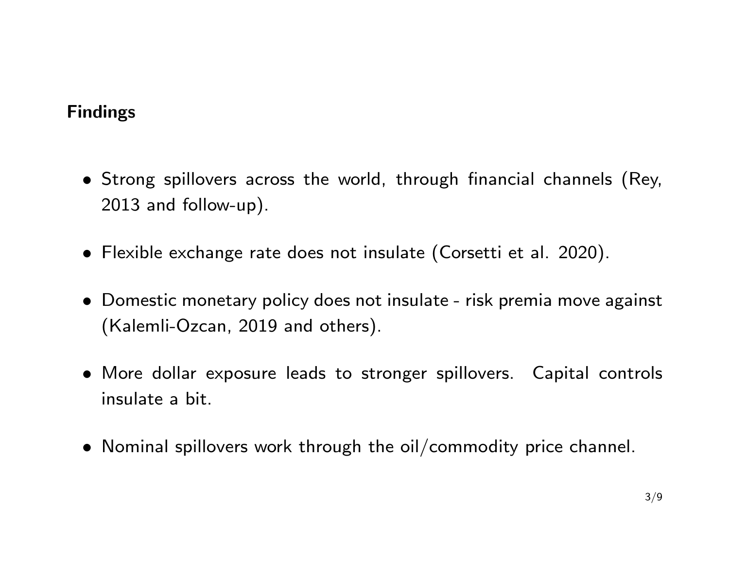## Findings

- Strong spillovers across the world, through financial channels (Rey, 2013 and follow-up).
- Flexible exchange rate does not insulate (Corsetti et al. 2020).
- Domestic monetary policy does not insulate - risk premia move against (Kalemli-Ozcan, 2019 and others).
- More dollar exposure leads to stronger spillovers. Capital controls insulate a bit.
- Nominal spillovers work through the oil/commodity price channel.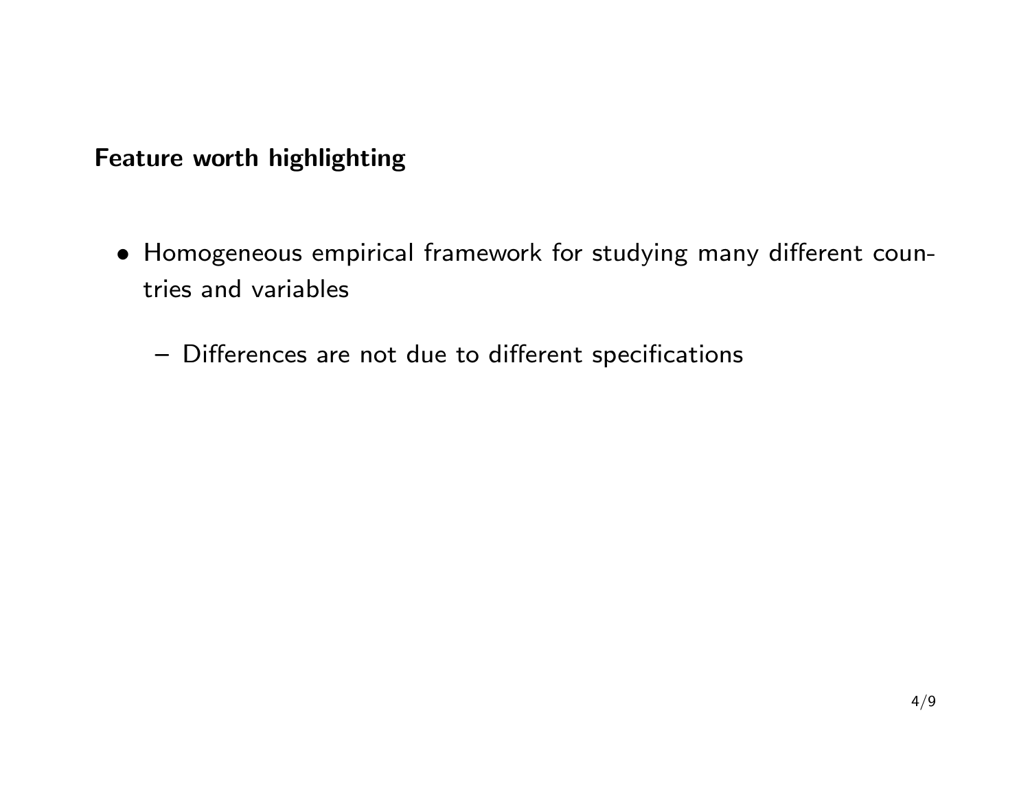**Feature worth highlighting**

- Homogeneous empirical framework for studying many different countries and variables
  - Differences are not due to different specifications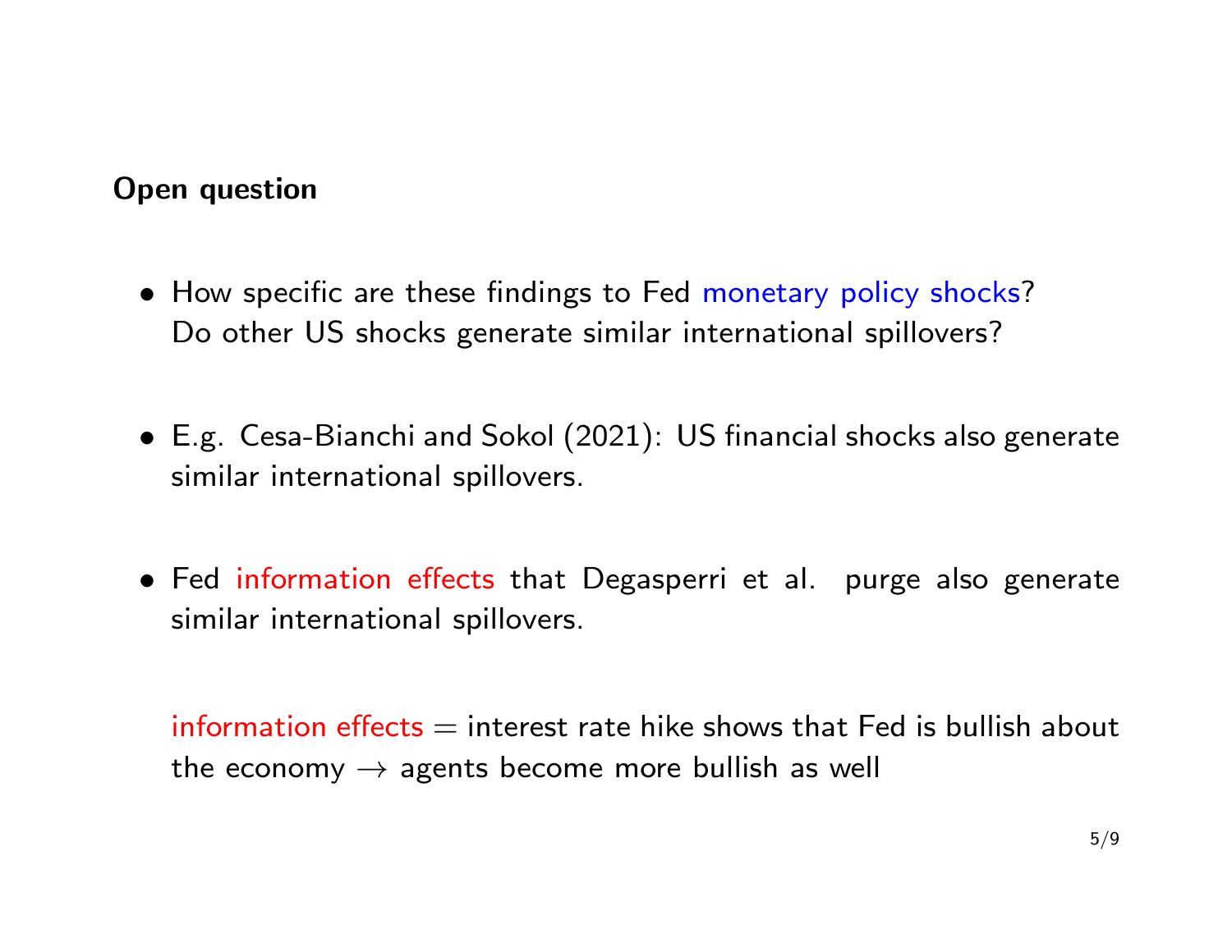## Open question

- How specific are these findings to Fed monetary policy shocks? Do other US shocks generate similar international spillovers?

- E.g. Cesa-Bianchi and Sokol (2021): US financial shocks also generate similar international spillovers.

- Fed information effects that Degasperri et al. purge also generate similar international spillovers.

  information effects = interest rate hike shows that Fed is bullish about the economy $\rightarrow$ agents become more bullish as well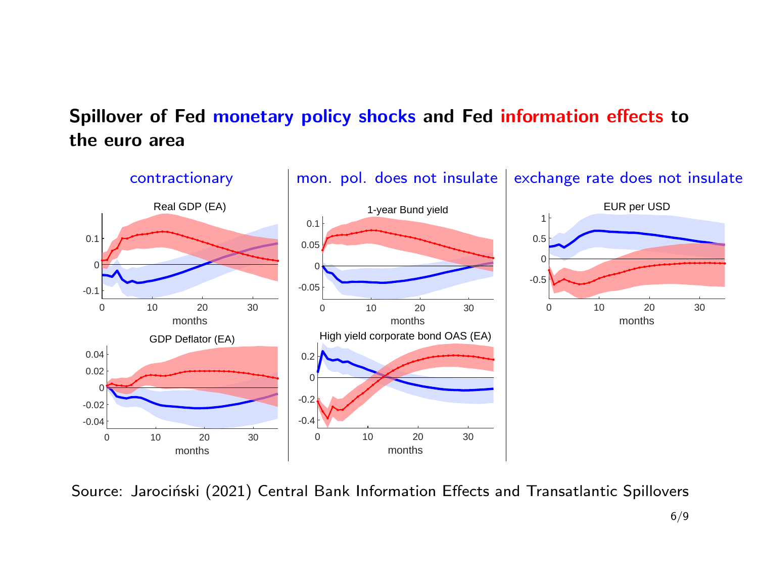## Spillover of Fed monetary policy shocks and Fed information effects to the euro area

contractionary

Real GDP (EA)

GDP Deflator (EA)

mon. pol. does not insulate

1-year Bund yield

High yield corporate bond OAS (EA)

exchange rate does not insulate

EUR per USD

Source: Jarociński (2021) Central Bank Information Effects and Transatlantic Spillovers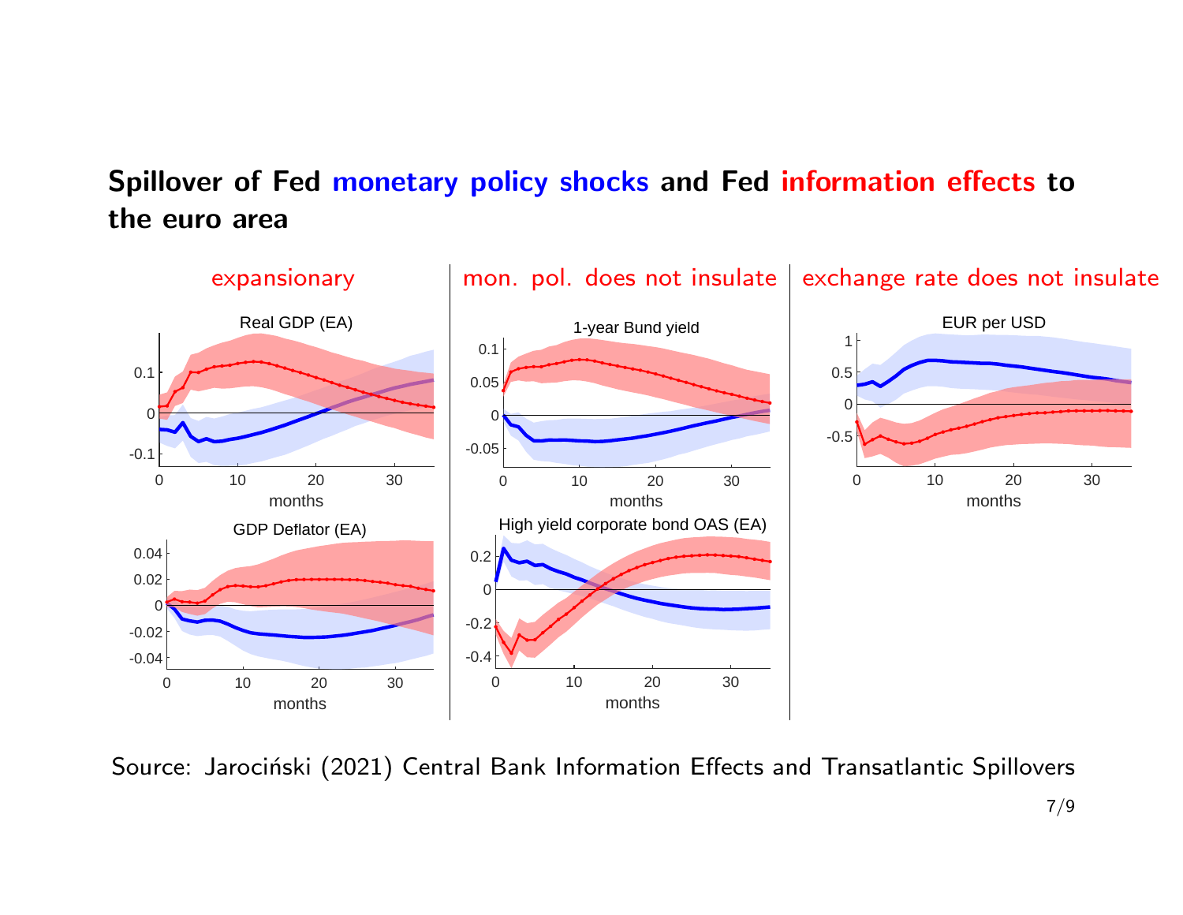## Spillover of Fed monetary policy shocks and Fed information effects to the euro area

expansionary

mon. pol. does not insulate

exchange rate does not insulate

Real GDP (EA)

GDP Deflator (EA)

1-year Bund yield

High yield corporate bond OAS (EA)

EUR per USD

Source: Jarociński (2021) Central Bank Information Effects and Transatlantic Spillovers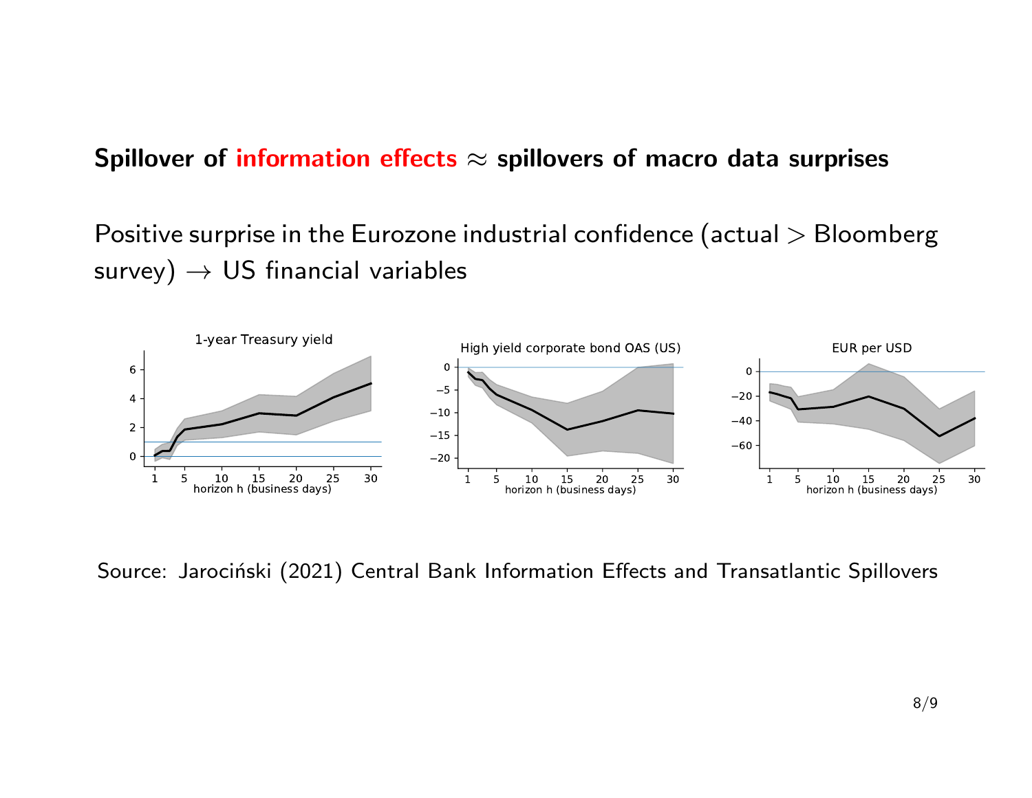**Spillover of information effects $\approx$ spillovers of macro data surprises**

Positive surprise in the Eurozone industrial confidence (actual > Bloomberg survey) $\rightarrow$ US financial variables

Source: Jarociński (2021) Central Bank Information Effects and Transatlantic Spillovers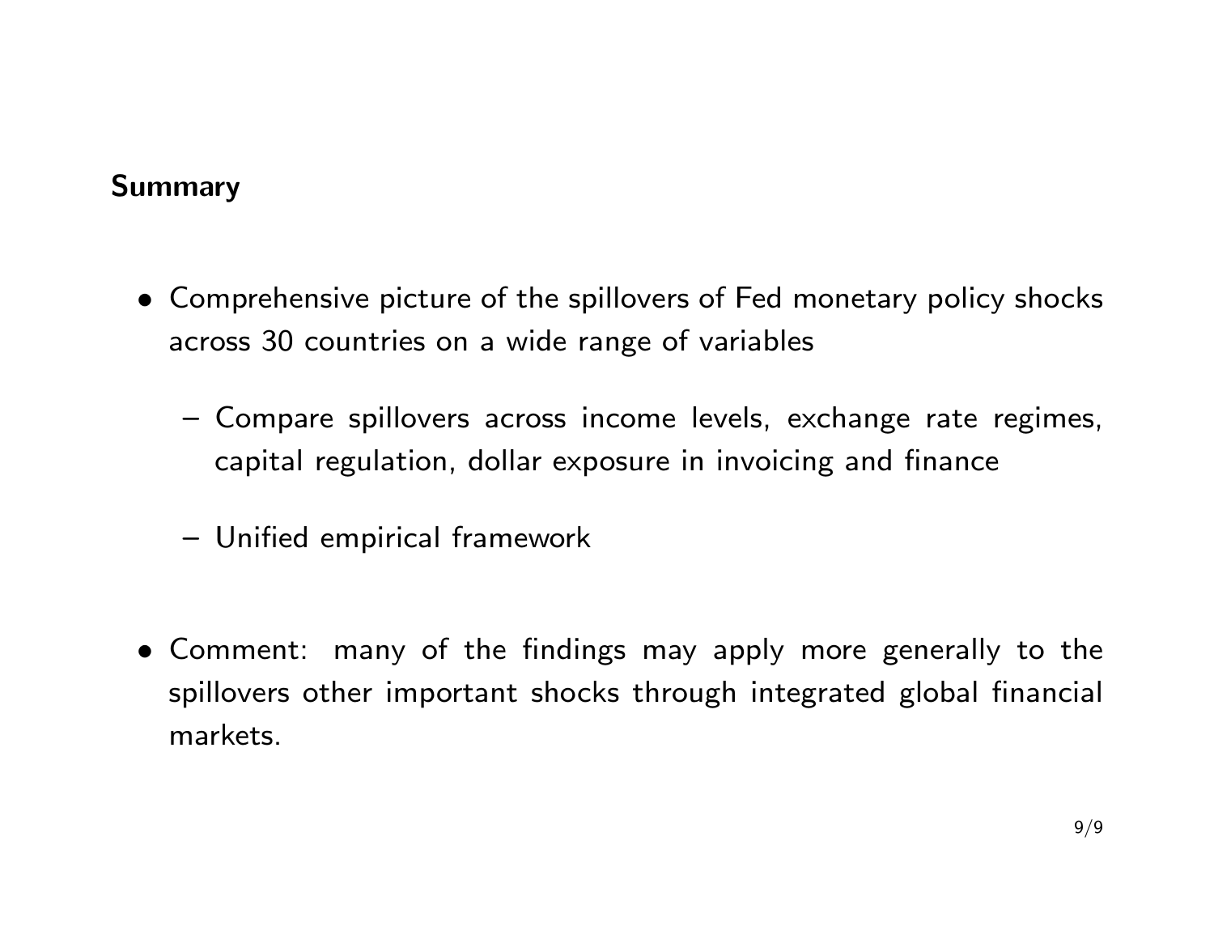## Summary

- Comprehensive picture of the spillovers of Fed monetary policy shocks across 30 countries on a wide range of variables
  - Compare spillovers across income levels, exchange rate regimes, capital regulation, dollar exposure in invoicing and finance
  - Unified empirical framework
- Comment: many of the findings may apply more generally to the spillovers other important shocks through integrated global financial markets.